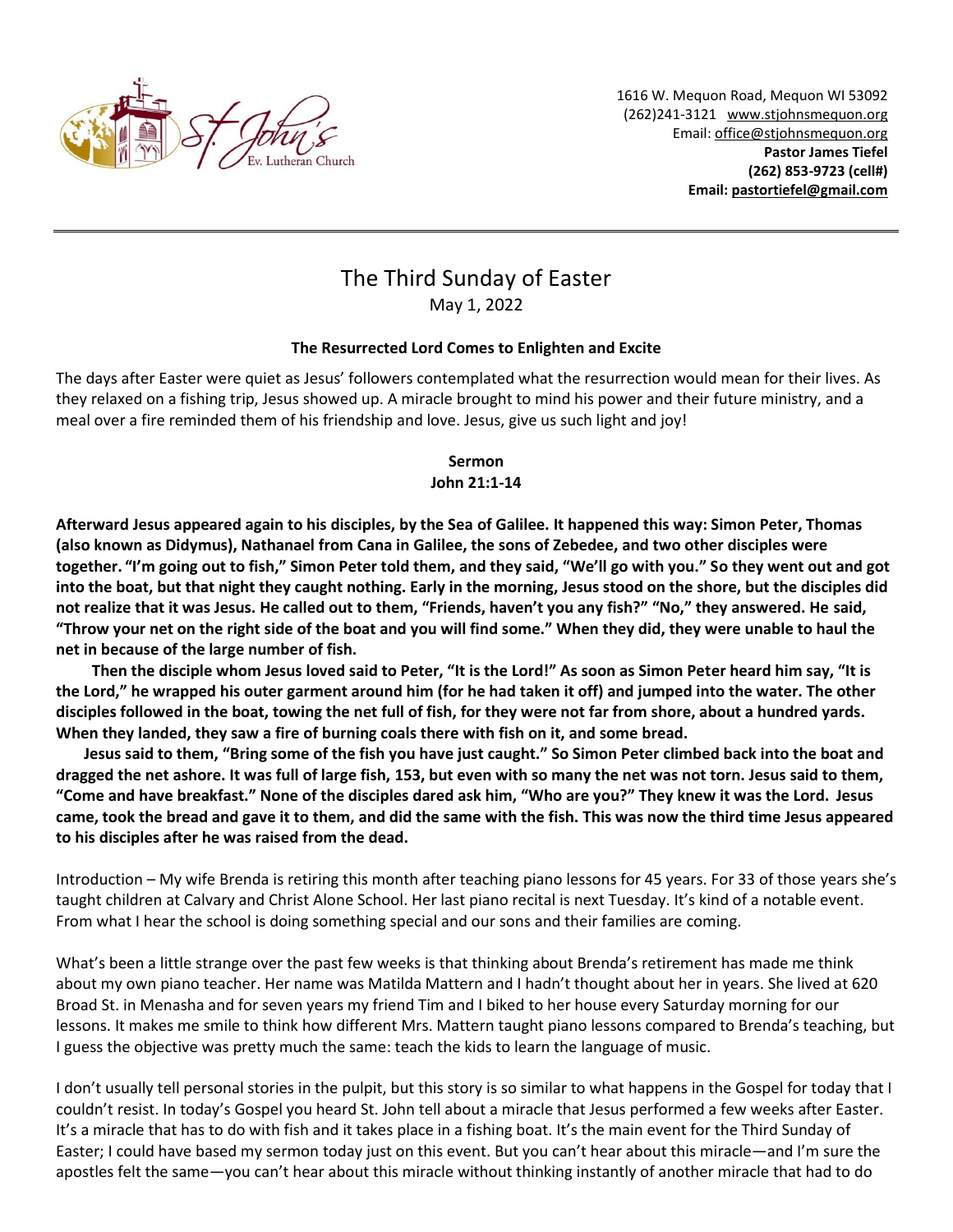1616 W. Mequon Road, Mequon WI 53092
(262)241-3121 www.stjohnsmequon.org
Email: office@stjohnsmequon.org
**Pastor James Tiefel**
**(262) 853-9723 (cell#)**
**Email: pastortiefel@gmail.com**

---

# The Third Sunday of Easter

May 1, 2022

**The Resurrected Lord Comes to Enlighten and Excite**

The days after Easter were quiet as Jesus' followers contemplated what the resurrection would mean for their lives. As they relaxed on a fishing trip, Jesus showed up. A miracle brought to mind his power and their future ministry, and a meal over a fire reminded them of his friendship and love. Jesus, give us such light and joy!

**Sermon**
**John 21:1-14**

**Afterward Jesus appeared again to his disciples, by the Sea of Galilee. It happened this way: Simon Peter, Thomas (also known as Didymus), Nathanael from Cana in Galilee, the sons of Zebedee, and two other disciples were together. "I'm going out to fish," Simon Peter told them, and they said, "We'll go with you." So they went out and got into the boat, but that night they caught nothing. Early in the morning, Jesus stood on the shore, but the disciples did not realize that it was Jesus. He called out to them, "Friends, haven't you any fish?" "No," they answered. He said, "Throw your net on the right side of the boat and you will find some." When they did, they were unable to haul the net in because of the large number of fish.**

**Then the disciple whom Jesus loved said to Peter, "It is the Lord!" As soon as Simon Peter heard him say, "It is the Lord," he wrapped his outer garment around him (for he had taken it off) and jumped into the water. The other disciples followed in the boat, towing the net full of fish, for they were not far from shore, about a hundred yards. When they landed, they saw a fire of burning coals there with fish on it, and some bread.**

**Jesus said to them, "Bring some of the fish you have just caught." So Simon Peter climbed back into the boat and dragged the net ashore. It was full of large fish, 153, but even with so many the net was not torn. Jesus said to them, "Come and have breakfast." None of the disciples dared ask him, "Who are you?" They knew it was the Lord. Jesus came, took the bread and gave it to them, and did the same with the fish. This was now the third time Jesus appeared to his disciples after he was raised from the dead.**

Introduction – My wife Brenda is retiring this month after teaching piano lessons for 45 years. For 33 of those years she's taught children at Calvary and Christ Alone School. Her last piano recital is next Tuesday. It's kind of a notable event. From what I hear the school is doing something special and our sons and their families are coming.

What's been a little strange over the past few weeks is that thinking about Brenda's retirement has made me think about my own piano teacher. Her name was Matilda Mattern and I hadn't thought about her in years. She lived at 620 Broad St. in Menasha and for seven years my friend Tim and I biked to her house every Saturday morning for our lessons. It makes me smile to think how different Mrs. Mattern taught piano lessons compared to Brenda's teaching, but I guess the objective was pretty much the same: teach the kids to learn the language of music.

I don't usually tell personal stories in the pulpit, but this story is so similar to what happens in the Gospel for today that I couldn't resist. In today's Gospel you heard St. John tell about a miracle that Jesus performed a few weeks after Easter. It's a miracle that has to do with fish and it takes place in a fishing boat. It's the main event for the Third Sunday of Easter; I could have based my sermon today just on this event. But you can't hear about this miracle—and I'm sure the apostles felt the same—you can't hear about this miracle without thinking instantly of another miracle that had to do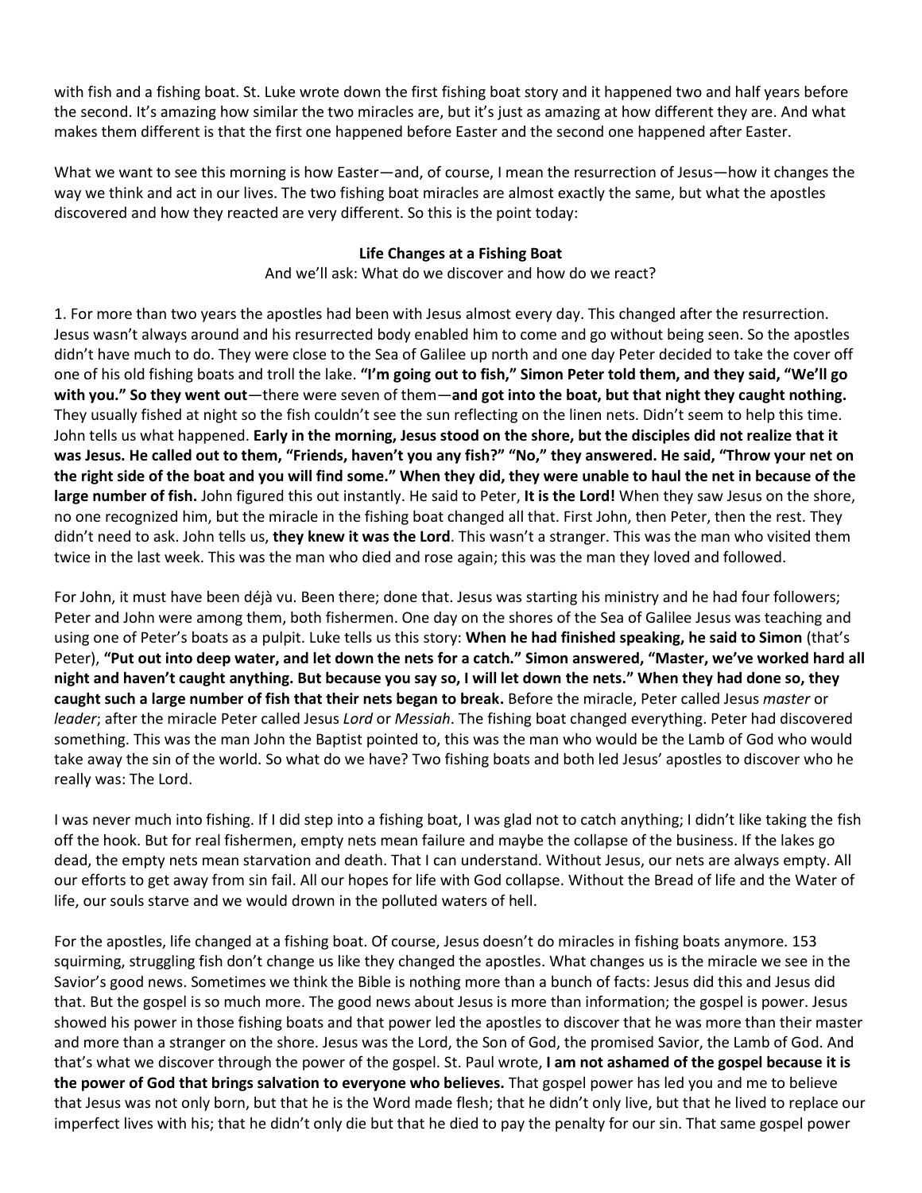with fish and a fishing boat. St. Luke wrote down the first fishing boat story and it happened two and half years before the second. It's amazing how similar the two miracles are, but it's just as amazing at how different they are. And what makes them different is that the first one happened before Easter and the second one happened after Easter.

What we want to see this morning is how Easter—and, of course, I mean the resurrection of Jesus—how it changes the way we think and act in our lives. The two fishing boat miracles are almost exactly the same, but what the apostles discovered and how they reacted are very different. So this is the point today:

**Life Changes at a Fishing Boat**

And we'll ask: What do we discover and how do we react?

1. For more than two years the apostles had been with Jesus almost every day. This changed after the resurrection. Jesus wasn't always around and his resurrected body enabled him to come and go without being seen. So the apostles didn't have much to do. They were close to the Sea of Galilee up north and one day Peter decided to take the cover off one of his old fishing boats and troll the lake. **"I'm going out to fish," Simon Peter told them, and they said, "We'll go with you." So they went out**—there were seven of them—**and got into the boat, but that night they caught nothing.** They usually fished at night so the fish couldn't see the sun reflecting on the linen nets. Didn't seem to help this time. John tells us what happened. **Early in the morning, Jesus stood on the shore, but the disciples did not realize that it was Jesus. He called out to them, "Friends, haven't you any fish?" "No," they answered. He said, "Throw your net on the right side of the boat and you will find some." When they did, they were unable to haul the net in because of the large number of fish.** John figured this out instantly. He said to Peter, **It is the Lord!** When they saw Jesus on the shore, no one recognized him, but the miracle in the fishing boat changed all that. First John, then Peter, then the rest. They didn't need to ask. John tells us, **they knew it was the Lord**. This wasn't a stranger. This was the man who visited them twice in the last week. This was the man who died and rose again; this was the man they loved and followed.

For John, it must have been déjà vu. Been there; done that. Jesus was starting his ministry and he had four followers; Peter and John were among them, both fishermen. One day on the shores of the Sea of Galilee Jesus was teaching and using one of Peter's boats as a pulpit. Luke tells us this story: **When he had finished speaking, he said to Simon** (that's Peter), **"Put out into deep water, and let down the nets for a catch." Simon answered, "Master, we've worked hard all night and haven't caught anything. But because you say so, I will let down the nets." When they had done so, they caught such a large number of fish that their nets began to break.** Before the miracle, Peter called Jesus *master* or *leader*; after the miracle Peter called Jesus *Lord* or *Messiah*. The fishing boat changed everything. Peter had discovered something. This was the man John the Baptist pointed to, this was the man who would be the Lamb of God who would take away the sin of the world. So what do we have? Two fishing boats and both led Jesus' apostles to discover who he really was: The Lord.

I was never much into fishing. If I did step into a fishing boat, I was glad not to catch anything; I didn't like taking the fish off the hook. But for real fishermen, empty nets mean failure and maybe the collapse of the business. If the lakes go dead, the empty nets mean starvation and death. That I can understand. Without Jesus, our nets are always empty. All our efforts to get away from sin fail. All our hopes for life with God collapse. Without the Bread of life and the Water of life, our souls starve and we would drown in the polluted waters of hell.

For the apostles, life changed at a fishing boat. Of course, Jesus doesn't do miracles in fishing boats anymore. 153 squirming, struggling fish don't change us like they changed the apostles. What changes us is the miracle we see in the Savior's good news. Sometimes we think the Bible is nothing more than a bunch of facts: Jesus did this and Jesus did that. But the gospel is so much more. The good news about Jesus is more than information; the gospel is power. Jesus showed his power in those fishing boats and that power led the apostles to discover that he was more than their master and more than a stranger on the shore. Jesus was the Lord, the Son of God, the promised Savior, the Lamb of God. And that's what we discover through the power of the gospel. St. Paul wrote, **I am not ashamed of the gospel because it is the power of God that brings salvation to everyone who believes.** That gospel power has led you and me to believe that Jesus was not only born, but that he is the Word made flesh; that he didn't only live, but that he lived to replace our imperfect lives with his; that he didn't only die but that he died to pay the penalty for our sin. That same gospel power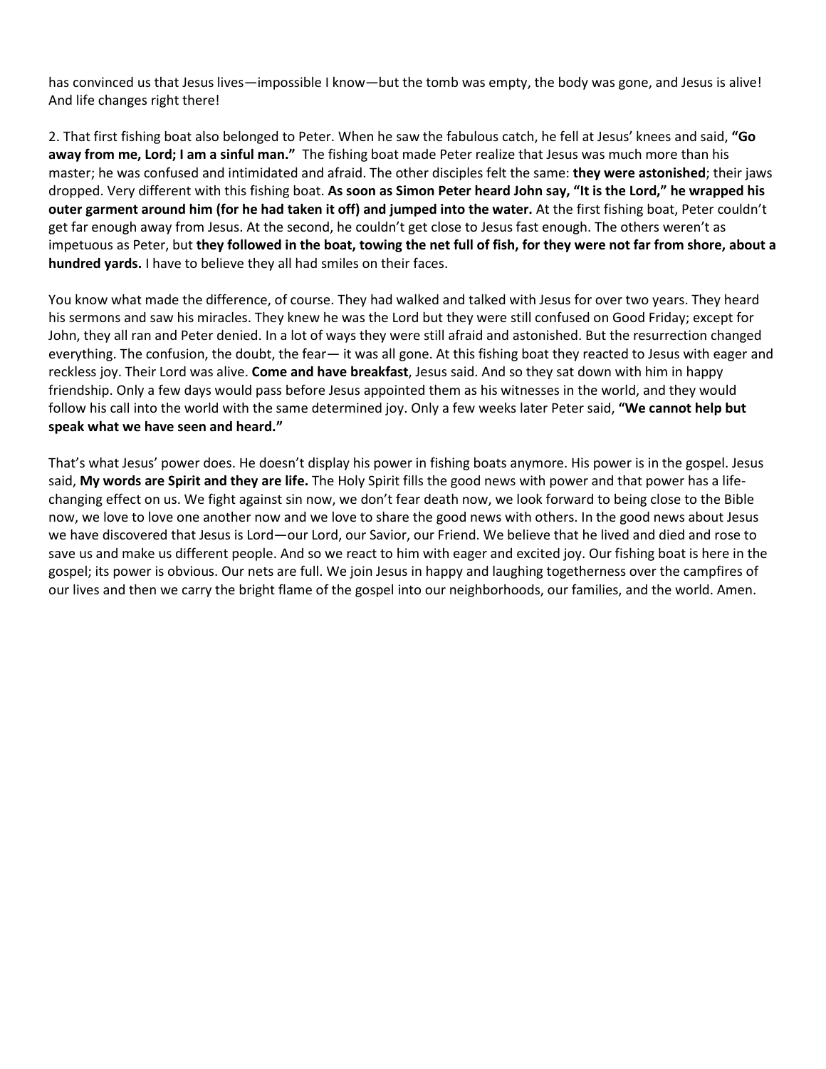has convinced us that Jesus lives—impossible I know—but the tomb was empty, the body was gone, and Jesus is alive! And life changes right there!

2. That first fishing boat also belonged to Peter. When he saw the fabulous catch, he fell at Jesus' knees and said, **"Go away from me, Lord; I am a sinful man."** The fishing boat made Peter realize that Jesus was much more than his master; he was confused and intimidated and afraid. The other disciples felt the same: **they were astonished**; their jaws dropped. Very different with this fishing boat. **As soon as Simon Peter heard John say, "It is the Lord," he wrapped his outer garment around him (for he had taken it off) and jumped into the water.** At the first fishing boat, Peter couldn't get far enough away from Jesus. At the second, he couldn't get close to Jesus fast enough. The others weren't as impetuous as Peter, but **they followed in the boat, towing the net full of fish, for they were not far from shore, about a hundred yards.** I have to believe they all had smiles on their faces.

You know what made the difference, of course. They had walked and talked with Jesus for over two years. They heard his sermons and saw his miracles. They knew he was the Lord but they were still confused on Good Friday; except for John, they all ran and Peter denied. In a lot of ways they were still afraid and astonished. But the resurrection changed everything. The confusion, the doubt, the fear— it was all gone. At this fishing boat they reacted to Jesus with eager and reckless joy. Their Lord was alive. **Come and have breakfast**, Jesus said. And so they sat down with him in happy friendship. Only a few days would pass before Jesus appointed them as his witnesses in the world, and they would follow his call into the world with the same determined joy. Only a few weeks later Peter said, **"We cannot help but speak what we have seen and heard."**

That's what Jesus' power does. He doesn't display his power in fishing boats anymore. His power is in the gospel. Jesus said, **My words are Spirit and they are life.** The Holy Spirit fills the good news with power and that power has a life-changing effect on us. We fight against sin now, we don't fear death now, we look forward to being close to the Bible now, we love to love one another now and we love to share the good news with others. In the good news about Jesus we have discovered that Jesus is Lord—our Lord, our Savior, our Friend. We believe that he lived and died and rose to save us and make us different people. And so we react to him with eager and excited joy. Our fishing boat is here in the gospel; its power is obvious. Our nets are full. We join Jesus in happy and laughing togetherness over the campfires of our lives and then we carry the bright flame of the gospel into our neighborhoods, our families, and the world. Amen.